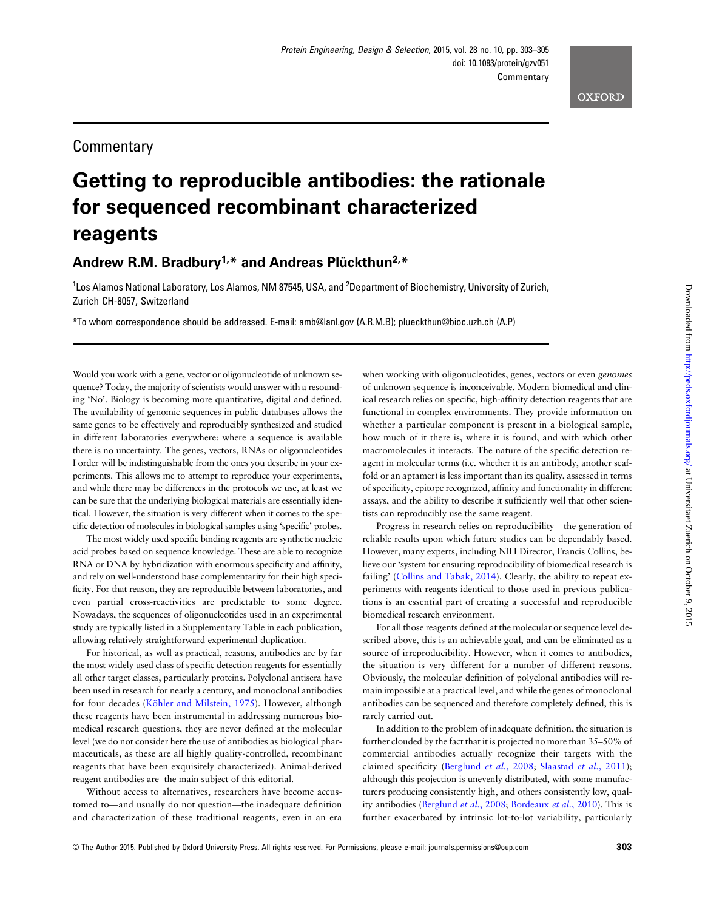Commentary

# Getting to reproducible antibodies: the rationale for sequenced recombinant characterized reagents

**Andrew R.M. Bradbury[1,*] and Andreas Plückthun[2,*]**

[1]Los Alamos National Laboratory, Los Alamos, NM 87545, USA, and [2]Department of Biochemistry, University of Zurich, Zurich CH-8057, Switzerland

*To whom correspondence should be addressed. E-mail: amb@lanl.gov (A.R.M.B); plueckthun@bioc.uzh.ch (A.P)

Would you work with a gene, vector or oligonucleotide of unknown sequence? Today, the majority of scientists would answer with a resounding 'No'. Biology is becoming more quantitative, digital and defined. The availability of genomic sequences in public databases allows the same genes to be effectively and reproducibly synthesized and studied in different laboratories everywhere: where a sequence is available there is no uncertainty. The genes, vectors, RNAs or oligonucleotides I order will be indistinguishable from the ones you describe in your experiments. This allows me to attempt to reproduce your experiments, and while there may be differences in the protocols we use, at least we can be sure that the underlying biological materials are essentially identical. However, the situation is very different when it comes to the specific detection of molecules in biological samples using 'specific' probes.

The most widely used specific binding reagents are synthetic nucleic acid probes based on sequence knowledge. These are able to recognize RNA or DNA by hybridization with enormous specificity and affinity, and rely on well-understood base complementarity for their high specificity. For that reason, they are reproducible between laboratories, and even partial cross-reactivities are predictable to some degree. Nowadays, the sequences of oligonucleotides used in an experimental study are typically listed in a Supplementary Table in each publication, allowing relatively straightforward experimental duplication.

For historical, as well as practical, reasons, antibodies are by far the most widely used class of specific detection reagents for essentially all other target classes, particularly proteins. Polyclonal antisera have been used in research for nearly a century, and monoclonal antibodies for four decades (Köhler and Milstein, 1975). However, although these reagents have been instrumental in addressing numerous biomedical research questions, they are never defined at the molecular level (we do not consider here the use of antibodies as biological pharmaceuticals, as these are all highly quality-controlled, recombinant reagents that have been exquisitely characterized). Animal-derived reagent antibodies are the main subject of this editorial.

Without access to alternatives, researchers have become accustomed to—and usually do not question—the inadequate definition and characterization of these traditional reagents, even in an era when working with oligonucleotides, genes, vectors or even *genomes* of unknown sequence is inconceivable. Modern biomedical and clinical research relies on specific, high-affinity detection reagents that are functional in complex environments. They provide information on whether a particular component is present in a biological sample, how much of it there is, where it is found, and with which other macromolecules it interacts. The nature of the specific detection reagent in molecular terms (i.e. whether it is an antibody, another scaffold or an aptamer) is less important than its quality, assessed in terms of specificity, epitope recognized, affinity and functionality in different assays, and the ability to describe it sufficiently well that other scientists can reproducibly use the same reagent.

Progress in research relies on reproducibility—the generation of reliable results upon which future studies can be dependably based. However, many experts, including NIH Director, Francis Collins, believe our 'system for ensuring reproducibility of biomedical research is failing' (Collins and Tabak, 2014). Clearly, the ability to repeat experiments with reagents identical to those used in previous publications is an essential part of creating a successful and reproducible biomedical research environment.

For all those reagents defined at the molecular or sequence level described above, this is an achievable goal, and can be eliminated as a source of irreproducibility. However, when it comes to antibodies, the situation is very different for a number of different reasons. Obviously, the molecular definition of polyclonal antibodies will remain impossible at a practical level, and while the genes of monoclonal antibodies can be sequenced and therefore completely defined, this is rarely carried out.

In addition to the problem of inadequate definition, the situation is further clouded by the fact that it is projected no more than 35–50% of commercial antibodies actually recognize their targets with the claimed specificity (Berglund *et al.*, 2008; Slaastad *et al.*, 2011); although this projection is unevenly distributed, with some manufacturers producing consistently high, and others consistently low, quality antibodies (Berglund *et al.*, 2008; Bordeaux *et al.*, 2010). This is further exacerbated by intrinsic lot-to-lot variability, particularly

© The Author 2015. Published by Oxford University Press. All rights reserved. For Permissions, please e-mail: journals.permissions@oup.com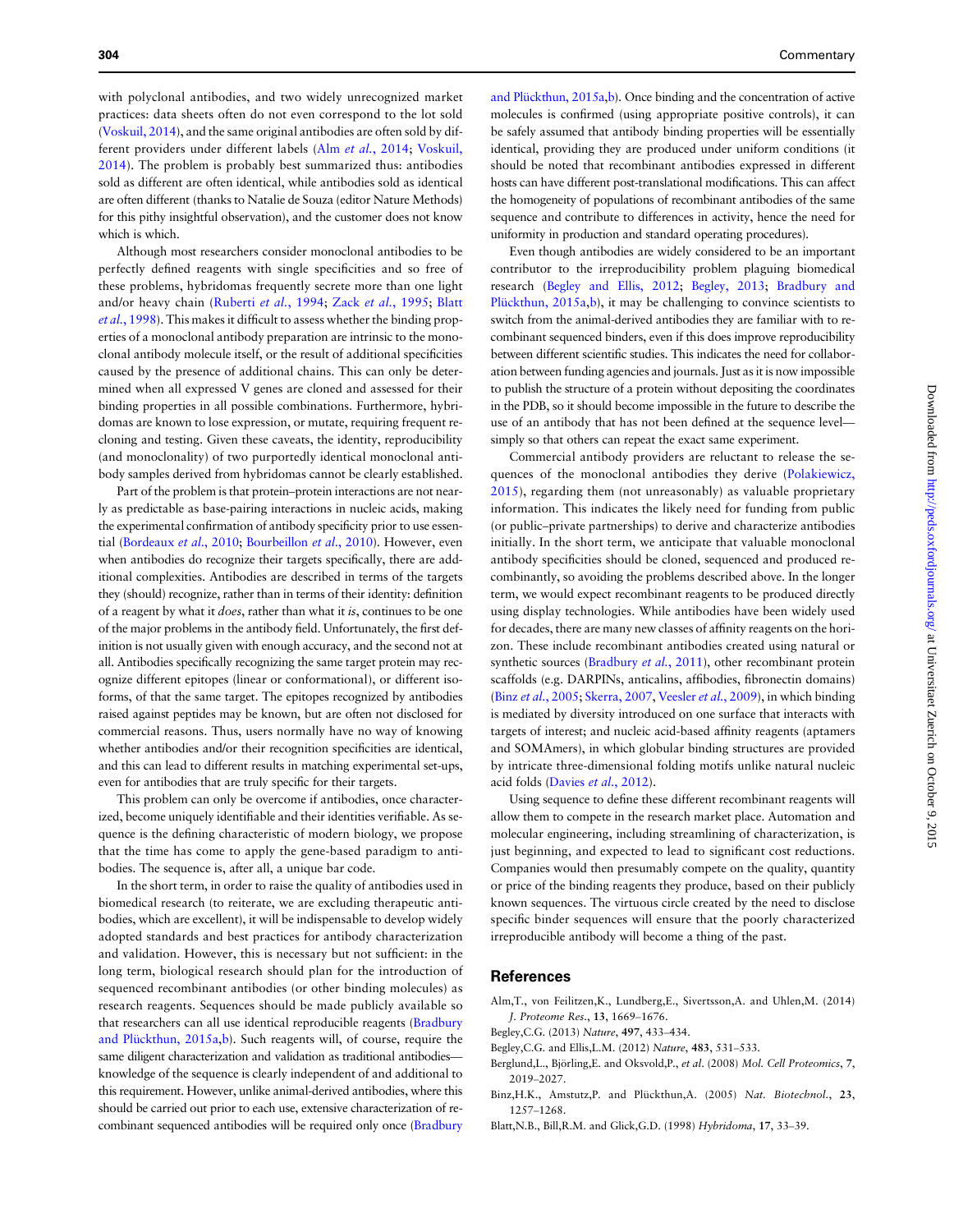with polyclonal antibodies, and two widely unrecognized market practices: data sheets often do not even correspond to the lot sold (Voskuil, 2014), and the same original antibodies are often sold by different providers under different labels (Alm *et al.*, 2014; Voskuil, 2014). The problem is probably best summarized thus: antibodies sold as different are often identical, while antibodies sold as identical are often different (thanks to Natalie de Souza (editor Nature Methods) for this pithy insightful observation), and the customer does not know which is which.

Although most researchers consider monoclonal antibodies to be perfectly defined reagents with single specificities and so free of these problems, hybridomas frequently secrete more than one light and/or heavy chain (Ruberti *et al.*, 1994; Zack *et al.*, 1995; Blatt *et al.*, 1998). This makes it difficult to assess whether the binding properties of a monoclonal antibody preparation are intrinsic to the monoclonal antibody molecule itself, or the result of additional specificities caused by the presence of additional chains. This can only be determined when all expressed V genes are cloned and assessed for their binding properties in all possible combinations. Furthermore, hybridomas are known to lose expression, or mutate, requiring frequent recloning and testing. Given these caveats, the identity, reproducibility (and monoclonality) of two purportedly identical monoclonal antibody samples derived from hybridomas cannot be clearly established.

Part of the problem is that protein–protein interactions are not nearly as predictable as base-pairing interactions in nucleic acids, making the experimental confirmation of antibody specificity prior to use essential (Bordeaux *et al.*, 2010; Bourbeillon *et al.*, 2010). However, even when antibodies do recognize their targets specifically, there are additional complexities. Antibodies are described in terms of the targets they (should) recognize, rather than in terms of their identity: definition of a reagent by what it *does*, rather than what it *is*, continues to be one of the major problems in the antibody field. Unfortunately, the first definition is not usually given with enough accuracy, and the second not at all. Antibodies specifically recognizing the same target protein may recognize different epitopes (linear or conformational), or different isoforms, of that the same target. The epitopes recognized by antibodies raised against peptides may be known, but are often not disclosed for commercial reasons. Thus, users normally have no way of knowing whether antibodies and/or their recognition specificities are identical, and this can lead to different results in matching experimental set-ups, even for antibodies that are truly specific for their targets.

This problem can only be overcome if antibodies, once characterized, become uniquely identifiable and their identities verifiable. As sequence is the defining characteristic of modern biology, we propose that the time has come to apply the gene-based paradigm to antibodies. The sequence is, after all, a unique bar code.

In the short term, in order to raise the quality of antibodies used in biomedical research (to reiterate, we are excluding therapeutic antibodies, which are excellent), it will be indispensable to develop widely adopted standards and best practices for antibody characterization and validation. However, this is necessary but not sufficient: in the long term, biological research should plan for the introduction of sequenced recombinant antibodies (or other binding molecules) as research reagents. Sequences should be made publicly available so that researchers can all use identical reproducible reagents (Bradbury and Plückthun, 2015a,b). Such reagents will, of course, require the same diligent characterization and validation as traditional antibodies—knowledge of the sequence is clearly independent of and additional to this requirement. However, unlike animal-derived antibodies, where this should be carried out prior to each use, extensive characterization of recombinant sequenced antibodies will be required only once (Bradbury and Plückthun, 2015a,b). Once binding and the concentration of active molecules is confirmed (using appropriate positive controls), it can be safely assumed that antibody binding properties will be essentially identical, providing they are produced under uniform conditions (it should be noted that recombinant antibodies expressed in different hosts can have different post-translational modifications. This can affect the homogeneity of populations of recombinant antibodies of the same sequence and contribute to differences in activity, hence the need for uniformity in production and standard operating procedures).

Even though antibodies are widely considered to be an important contributor to the irreproducibility problem plaguing biomedical research (Begley and Ellis, 2012; Begley, 2013; Bradbury and Plückthun, 2015a,b), it may be challenging to convince scientists to switch from the animal-derived antibodies they are familiar with to recombinant sequenced binders, even if this does improve reproducibility between different scientific studies. This indicates the need for collaboration between funding agencies and journals. Just as it is now impossible to publish the structure of a protein without depositing the coordinates in the PDB, so it should become impossible in the future to describe the use of an antibody that has not been defined at the sequence level—simply so that others can repeat the exact same experiment.

Commercial antibody providers are reluctant to release the sequences of the monoclonal antibodies they derive (Polakiewicz, 2015), regarding them (not unreasonably) as valuable proprietary information. This indicates the likely need for funding from public (or public–private partnerships) to derive and characterize antibodies initially. In the short term, we anticipate that valuable monoclonal antibody specificities should be cloned, sequenced and produced recombinantly, so avoiding the problems described above. In the longer term, we would expect recombinant reagents to be produced directly using display technologies. While antibodies have been widely used for decades, there are many new classes of affinity reagents on the horizon. These include recombinant antibodies created using natural or synthetic sources (Bradbury *et al.*, 2011), other recombinant protein scaffolds (e.g. DARPINs, anticalins, affibodies, fibronectin domains) (Binz *et al.*, 2005; Skerra, 2007, Veesler *et al.*, 2009), in which binding is mediated by diversity introduced on one surface that interacts with targets of interest; and nucleic acid-based affinity reagents (aptamers and SOMAmers), in which globular binding structures are provided by intricate three-dimensional folding motifs unlike natural nucleic acid folds (Davies *et al.*, 2012).

Using sequence to define these different recombinant reagents will allow them to compete in the research market place. Automation and molecular engineering, including streamlining of characterization, is just beginning, and expected to lead to significant cost reductions. Companies would then presumably compete on the quality, quantity or price of the binding reagents they produce, based on their publicly known sequences. The virtuous circle created by the need to disclose specific binder sequences will ensure that the poorly characterized irreproducible antibody will become a thing of the past.

## References

Alm,T., von Feilitzen,K., Lundberg,E., Sivertsson,A. and Uhlen,M. (2014) *J. Proteome Res.*, **13**, 1669–1676.

Begley,C.G. (2013) *Nature*, **497**, 433–434.

Begley,C.G. and Ellis,L.M. (2012) *Nature*, **483**, 531–533.

Berglund,L., Björling,E. and Oksvold,P., *et al*. (2008) *Mol. Cell Proteomics*, **7**, 2019–2027.

Binz,H.K., Amstutz,P. and Plückthun,A. (2005) *Nat. Biotechnol.*, **23**, 1257–1268.

Blatt,N.B., Bill,R.M. and Glick,G.D. (1998) *Hybridoma*, **17**, 33–39.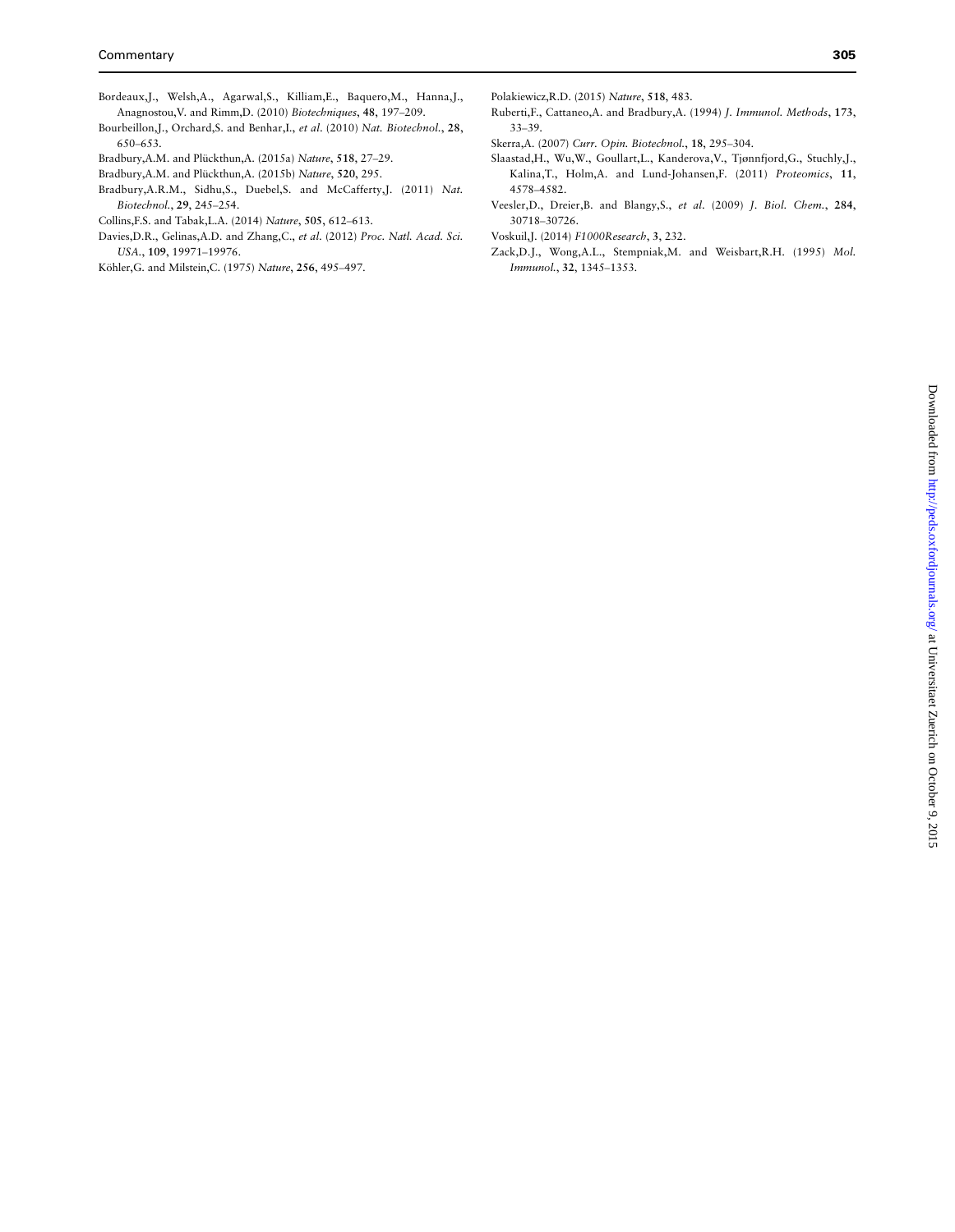Bordeaux,J., Welsh,A., Agarwal,S., Killiam,E., Baquero,M., Hanna,J., Anagnostou,V. and Rimm,D. (2010) *Biotechniques*, **48**, 197–209.

Bourbeillon,J., Orchard,S. and Benhar,I., *et al*. (2010) *Nat. Biotechnol.*, **28**, 650–653.

Bradbury,A.M. and Plückthun,A. (2015a) *Nature*, **518**, 27–29.

Bradbury,A.M. and Plückthun,A. (2015b) *Nature*, **520**, 295.

Bradbury,A.R.M., Sidhu,S., Duebel,S. and McCafferty,J. (2011) *Nat. Biotechnol.*, **29**, 245–254.

Collins,F.S. and Tabak,L.A. (2014) *Nature*, **505**, 612–613.

Davies,D.R., Gelinas,A.D. and Zhang,C., *et al*. (2012) *Proc. Natl. Acad. Sci. USA.*, **109**, 19971–19976.

Köhler,G. and Milstein,C. (1975) *Nature*, **256**, 495–497.

Polakiewicz,R.D. (2015) *Nature*, **518**, 483.

Ruberti,F., Cattaneo,A. and Bradbury,A. (1994) *J. Immunol. Methods*, **173**, 33–39.

Skerra,A. (2007) *Curr. Opin. Biotechnol.*, **18**, 295–304.

Slaastad,H., Wu,W., Goullart,L., Kanderova,V., Tjønnfjord,G., Stuchly,J., Kalina,T., Holm,A. and Lund-Johansen,F. (2011) *Proteomics*, **11**, 4578–4582.

Veesler,D., Dreier,B. and Blangy,S., *et al*. (2009) *J. Biol. Chem.*, **284**, 30718–30726.

Voskuil,J. (2014) *F1000Research*, **3**, 232.

Zack,D.J., Wong,A.L., Stempniak,M. and Weisbart,R.H. (1995) *Mol. Immunol.*, **32**, 1345–1353.